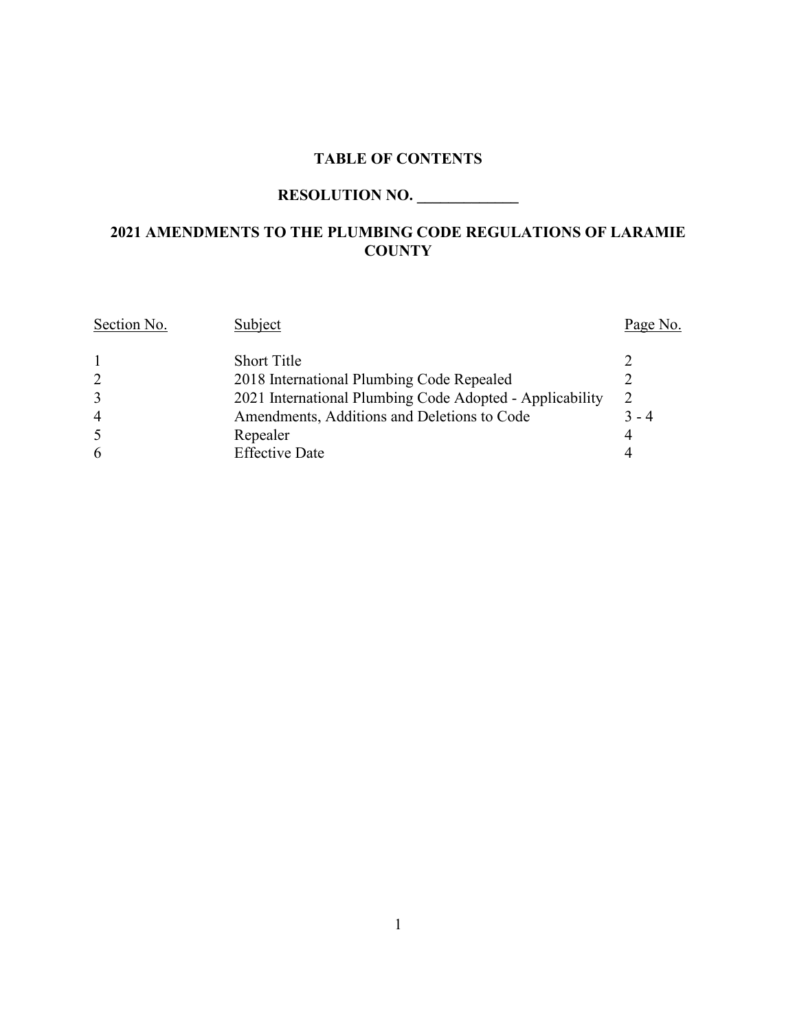# TABLE OF CONTENTS

## RESOLUTION NO. _____________

## 2021 AMENDMENTS TO THE PLUMBING CODE REGULATIONS OF LARAMIE COUNTY

| Section No. | Subject | Page No. |
|---|---|---|
| 1 | Short Title | 2 |
| 2 | 2018 International Plumbing Code Repealed | 2 |
| 3 | 2021 International Plumbing Code Adopted - Applicability | 2 |
| 4 | Amendments, Additions and Deletions to Code | 3 - 4 |
| 5 | Repealer | 4 |
| 6 | Effective Date | 4 |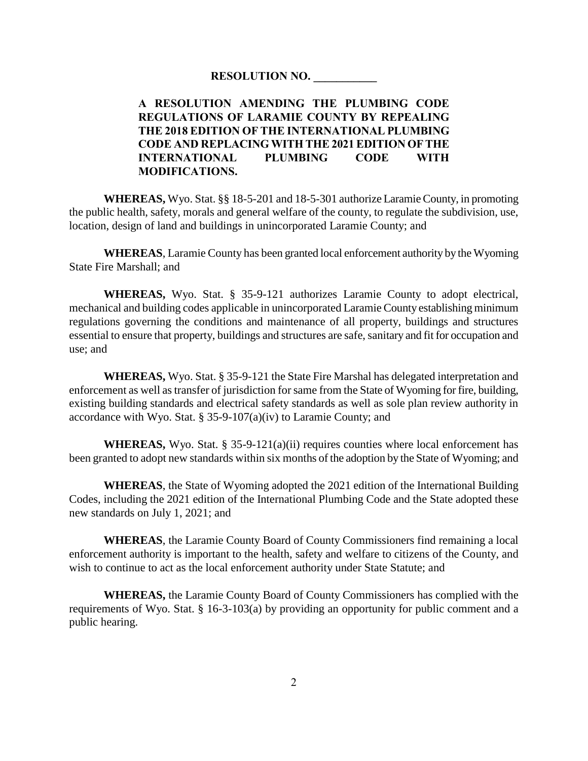**RESOLUTION NO. \_\_\_\_\_\_\_\_\_\_\_**

**A RESOLUTION AMENDING THE PLUMBING CODE REGULATIONS OF LARAMIE COUNTY BY REPEALING THE 2018 EDITION OF THE INTERNATIONAL PLUMBING CODE AND REPLACING WITH THE 2021 EDITION OF THE INTERNATIONAL PLUMBING CODE WITH MODIFICATIONS.**

**WHEREAS,** Wyo. Stat. §§ 18-5-201 and 18-5-301 authorize Laramie County, in promoting the public health, safety, morals and general welfare of the county, to regulate the subdivision, use, location, design of land and buildings in unincorporated Laramie County; and

**WHEREAS**, Laramie County has been granted local enforcement authority by the Wyoming State Fire Marshall; and

**WHEREAS,** Wyo. Stat. § 35-9-121 authorizes Laramie County to adopt electrical, mechanical and building codes applicable in unincorporated Laramie County establishing minimum regulations governing the conditions and maintenance of all property, buildings and structures essential to ensure that property, buildings and structures are safe, sanitary and fit for occupation and use; and

**WHEREAS,** Wyo. Stat. § 35-9-121 the State Fire Marshal has delegated interpretation and enforcement as well as transfer of jurisdiction for same from the State of Wyoming for fire, building, existing building standards and electrical safety standards as well as sole plan review authority in accordance with Wyo. Stat. § 35-9-107(a)(iv) to Laramie County; and

**WHEREAS,** Wyo. Stat. § 35-9-121(a)(ii) requires counties where local enforcement has been granted to adopt new standards within six months of the adoption by the State of Wyoming; and

**WHEREAS**, the State of Wyoming adopted the 2021 edition of the International Building Codes, including the 2021 edition of the International Plumbing Code and the State adopted these new standards on July 1, 2021; and

**WHEREAS**, the Laramie County Board of County Commissioners find remaining a local enforcement authority is important to the health, safety and welfare to citizens of the County, and wish to continue to act as the local enforcement authority under State Statute; and

**WHEREAS,** the Laramie County Board of County Commissioners has complied with the requirements of Wyo. Stat. § 16-3-103(a) by providing an opportunity for public comment and a public hearing.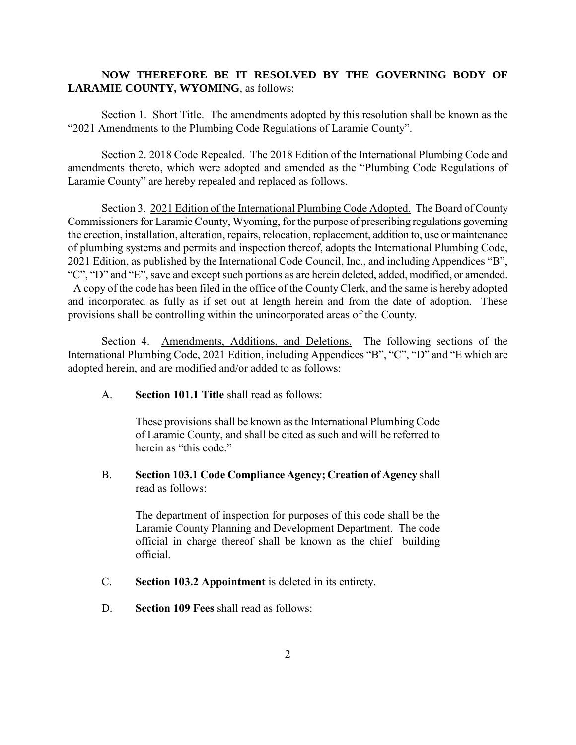**NOW THEREFORE BE IT RESOLVED BY THE GOVERNING BODY OF LARAMIE COUNTY, WYOMING**, as follows:

Section 1. Short Title. The amendments adopted by this resolution shall be known as the "2021 Amendments to the Plumbing Code Regulations of Laramie County".

Section 2. 2018 Code Repealed. The 2018 Edition of the International Plumbing Code and amendments thereto, which were adopted and amended as the "Plumbing Code Regulations of Laramie County" are hereby repealed and replaced as follows.

Section 3. 2021 Edition of the International Plumbing Code Adopted. The Board of County Commissioners for Laramie County, Wyoming, for the purpose of prescribing regulations governing the erection, installation, alteration, repairs, relocation, replacement, addition to, use or maintenance of plumbing systems and permits and inspection thereof, adopts the International Plumbing Code, 2021 Edition, as published by the International Code Council, Inc., and including Appendices "B", "C", "D" and "E", save and except such portions as are herein deleted, added, modified, or amended. A copy of the code has been filed in the office of the County Clerk, and the same is hereby adopted and incorporated as fully as if set out at length herein and from the date of adoption. These provisions shall be controlling within the unincorporated areas of the County.

Section 4. Amendments, Additions, and Deletions. The following sections of the International Plumbing Code, 2021 Edition, including Appendices "B", "C", "D" and "E which are adopted herein, and are modified and/or added to as follows:

A. **Section 101.1 Title** shall read as follows:

> These provisions shall be known as the International Plumbing Code of Laramie County, and shall be cited as such and will be referred to herein as "this code."

B. **Section 103.1 Code Compliance Agency; Creation of Agency** shall read as follows:

> The department of inspection for purposes of this code shall be the Laramie County Planning and Development Department. The code official in charge thereof shall be known as the chief building official.

C. **Section 103.2 Appointment** is deleted in its entirety.

D. **Section 109 Fees** shall read as follows: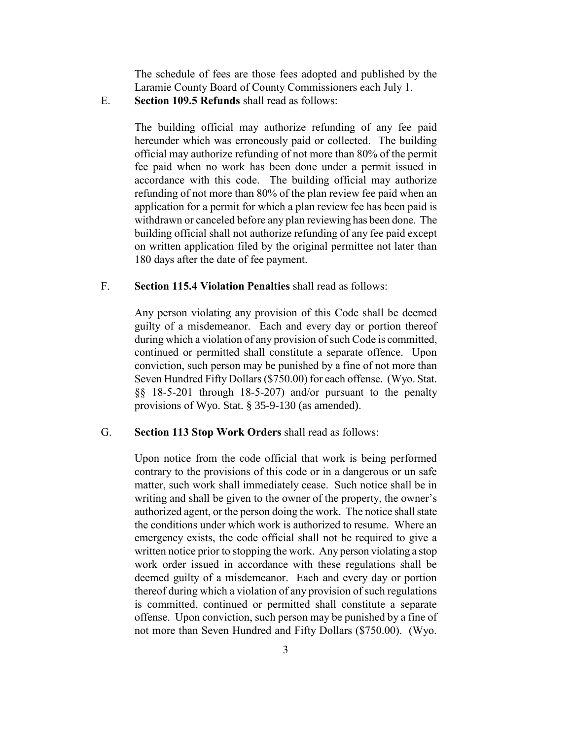The schedule of fees are those fees adopted and published by the Laramie County Board of County Commissioners each July 1.

E. **Section 109.5 Refunds** shall read as follows:

The building official may authorize refunding of any fee paid hereunder which was erroneously paid or collected. The building official may authorize refunding of not more than 80% of the permit fee paid when no work has been done under a permit issued in accordance with this code. The building official may authorize refunding of not more than 80% of the plan review fee paid when an application for a permit for which a plan review fee has been paid is withdrawn or canceled before any plan reviewing has been done. The building official shall not authorize refunding of any fee paid except on written application filed by the original permittee not later than 180 days after the date of fee payment.

F. **Section 115.4 Violation Penalties** shall read as follows:

Any person violating any provision of this Code shall be deemed guilty of a misdemeanor. Each and every day or portion thereof during which a violation of any provision of such Code is committed, continued or permitted shall constitute a separate offence. Upon conviction, such person may be punished by a fine of not more than Seven Hundred Fifty Dollars ($750.00) for each offense. (Wyo. Stat. §§ 18-5-201 through 18-5-207) and/or pursuant to the penalty provisions of Wyo. Stat. § 35-9-130 (as amended).

G. **Section 113 Stop Work Orders** shall read as follows:

Upon notice from the code official that work is being performed contrary to the provisions of this code or in a dangerous or un safe matter, such work shall immediately cease. Such notice shall be in writing and shall be given to the owner of the property, the owner's authorized agent, or the person doing the work. The notice shall state the conditions under which work is authorized to resume. Where an emergency exists, the code official shall not be required to give a written notice prior to stopping the work. Any person violating a stop work order issued in accordance with these regulations shall be deemed guilty of a misdemeanor. Each and every day or portion thereof during which a violation of any provision of such regulations is committed, continued or permitted shall constitute a separate offense. Upon conviction, such person may be punished by a fine of not more than Seven Hundred and Fifty Dollars ($750.00). (Wyo.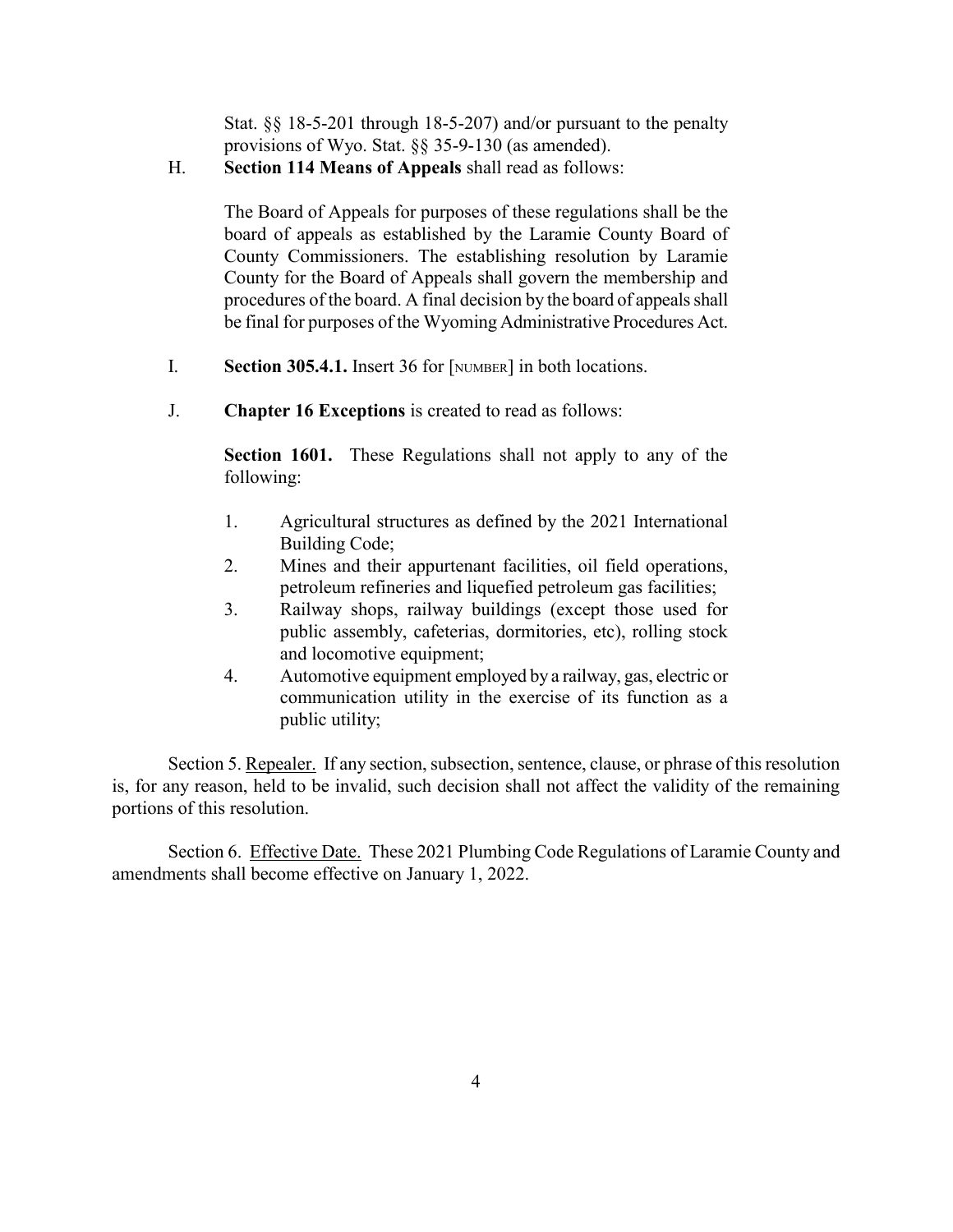Stat. §§ 18-5-201 through 18-5-207) and/or pursuant to the penalty provisions of Wyo. Stat. §§ 35-9-130 (as amended).

H. **Section 114 Means of Appeals** shall read as follows:

The Board of Appeals for purposes of these regulations shall be the board of appeals as established by the Laramie County Board of County Commissioners. The establishing resolution by Laramie County for the Board of Appeals shall govern the membership and procedures of the board. A final decision by the board of appeals shall be final for purposes of the Wyoming Administrative Procedures Act.

I. **Section 305.4.1.** Insert 36 for [NUMBER] in both locations.

J. **Chapter 16 Exceptions** is created to read as follows:

**Section 1601.** These Regulations shall not apply to any of the following:

1. Agricultural structures as defined by the 2021 International Building Code;
2. Mines and their appurtenant facilities, oil field operations, petroleum refineries and liquefied petroleum gas facilities;
3. Railway shops, railway buildings (except those used for public assembly, cafeterias, dormitories, etc), rolling stock and locomotive equipment;
4. Automotive equipment employed by a railway, gas, electric or communication utility in the exercise of its function as a public utility;

Section 5. Repealer. If any section, subsection, sentence, clause, or phrase of this resolution is, for any reason, held to be invalid, such decision shall not affect the validity of the remaining portions of this resolution.

Section 6. Effective Date. These 2021 Plumbing Code Regulations of Laramie County and amendments shall become effective on January 1, 2022.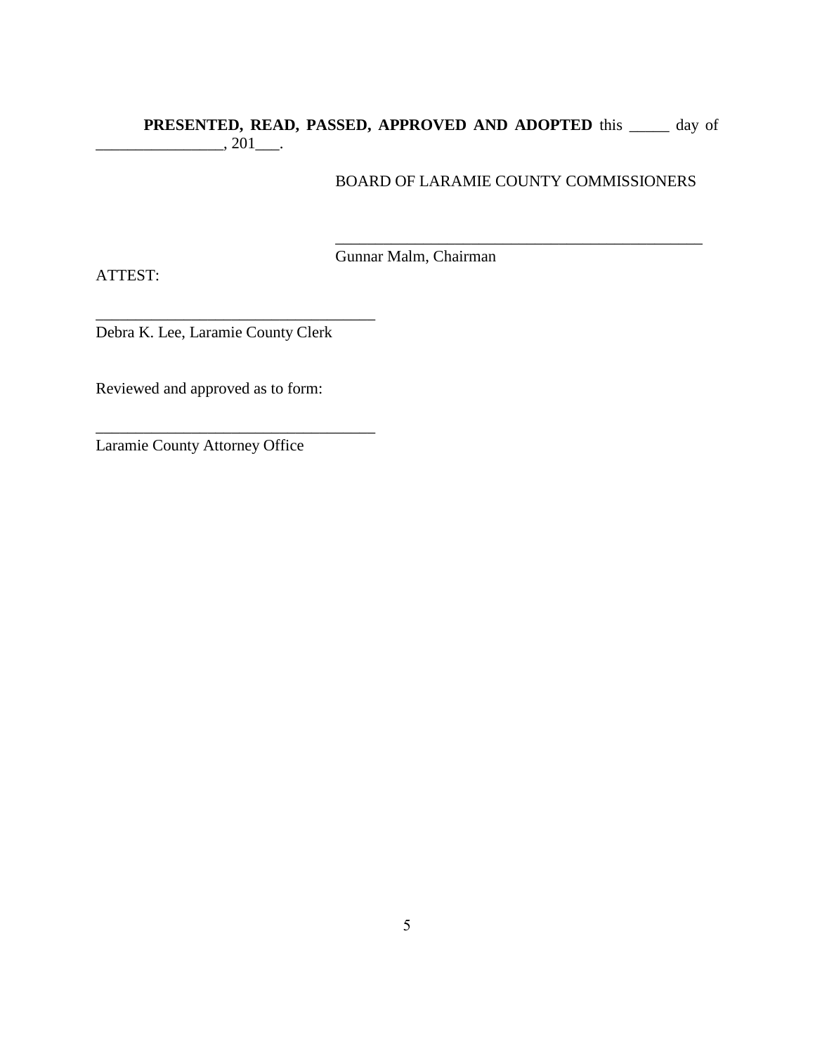**PRESENTED, READ, PASSED, APPROVED AND ADOPTED** this _____ day of ________________, 201___.

BOARD OF LARAMIE COUNTY COMMISSIONERS

_______________________________________________

Gunnar Malm, Chairman

ATTEST:

___________________________________

Debra K. Lee, Laramie County Clerk

Reviewed and approved as to form:

___________________________________

Laramie County Attorney Office